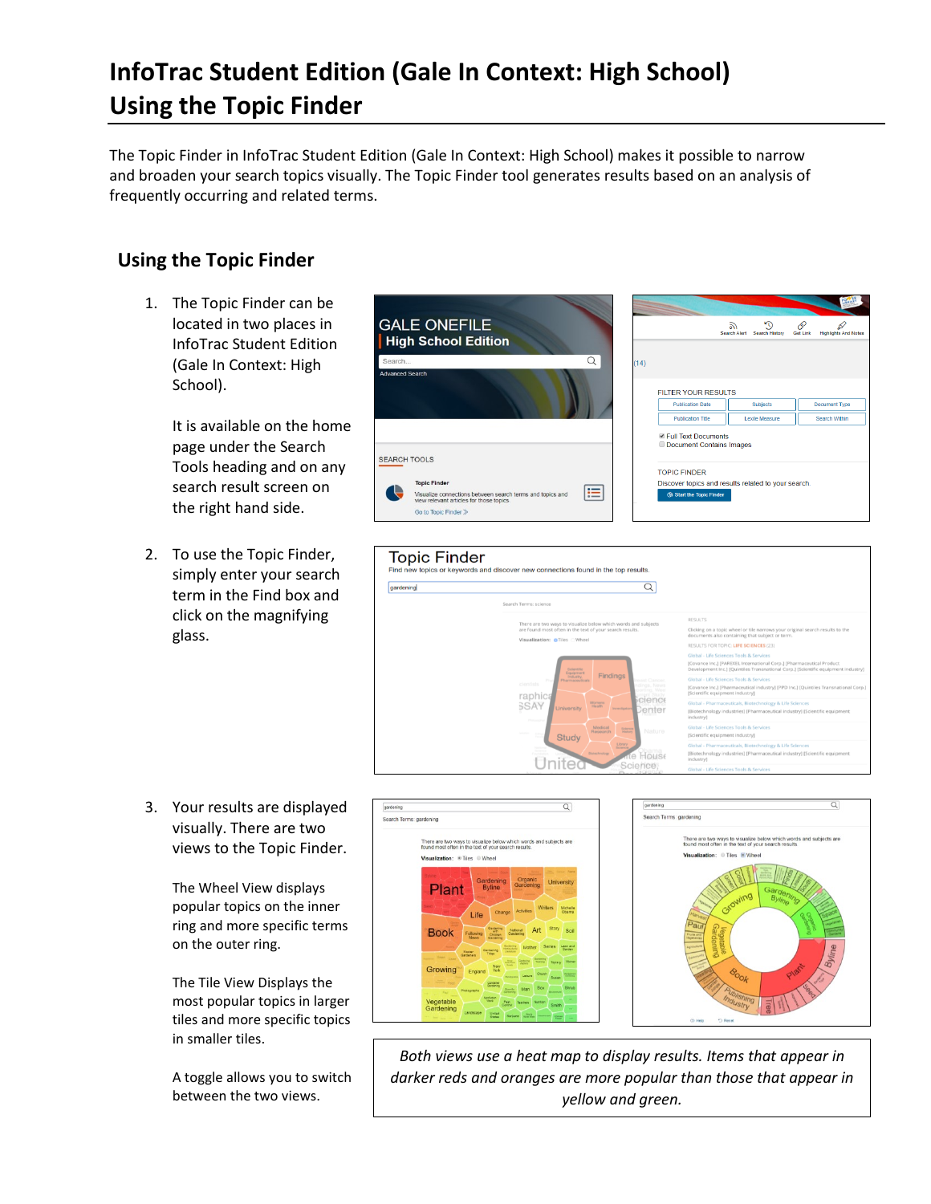# InfoTrac Student Edition (Gale In Context: High School) Using the Topic Finder

The Topic Finder in InfoTrac Student Edition (Gale In Context: High School) makes it possible to narrow and broaden your search topics visually. The Topic Finder tool generates results based on an analysis of frequently occurring and related terms.

## Using the Topic Finder

1. The Topic Finder can be located in two places in InfoTrac Student Edition (Gale In Context: High School).

   It is available on the home page under the Search Tools heading and on any search result screen on the right hand side.

2. To use the Topic Finder, simply enter your search term in the Find box and click on the magnifying glass.

3. Your results are displayed visually. There are two views to the Topic Finder.

   The Wheel View displays popular topics on the inner ring and more specific terms on the outer ring.

   The Tile View Displays the most popular topics in larger tiles and more specific topics in smaller tiles.

   A toggle allows you to switch between the two views.

*Both views use a heat map to display results. Items that appear in darker reds and oranges are more popular than those that appear in yellow and green.*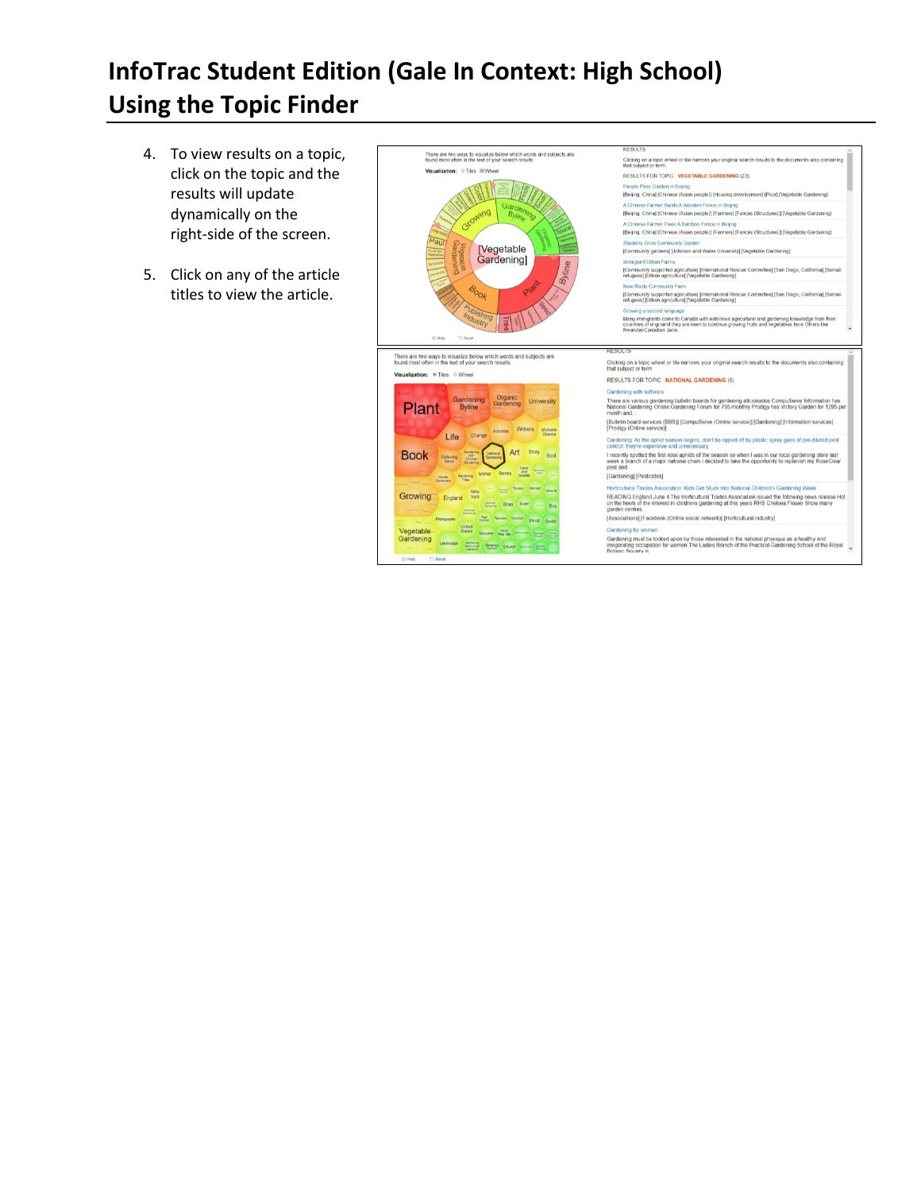# InfoTrac Student Edition (Gale In Context: High School) Using the Topic Finder

4. To view results on a topic, click on the topic and the results will update dynamically on the right-side of the screen.

5. Click on any of the article titles to view the article.